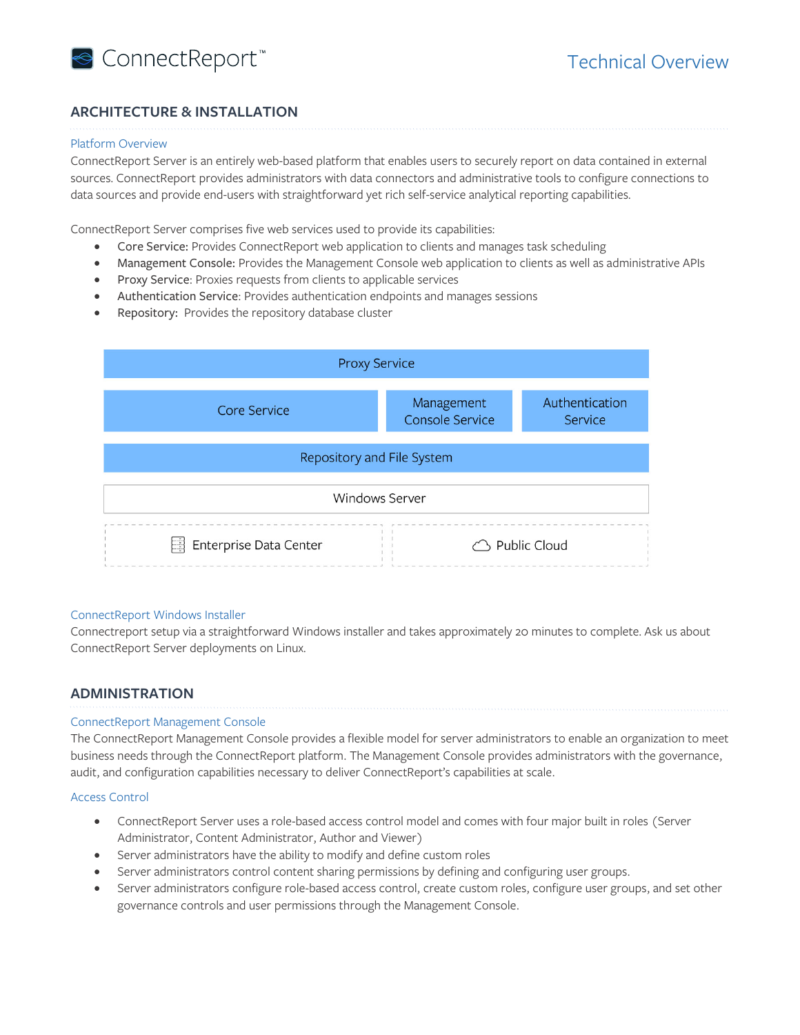## ARCHITECTURE & INSTALLATION

### Platform Overview

ConnectReport Server is an entirely web-based platform that enables users to securely report on data contained in external sources. ConnectReport provides administrators with data connectors and administrative tools to configure connections to data sources and provide end-users with straightforward yet rich self-service analytical reporting capabilities.

ConnectReport Server comprises five web services used to provide its capabilities:

- Core Service: Provides ConnectReport web application to clients and manages task scheduling
- Management Console: Provides the Management Console web application to clients as well as administrative APIs
- Proxy Service: Proxies requests from clients to applicable services
- Authentication Service: Provides authentication endpoints and manages sessions
- Repository: Provides the repository database cluster

| Proxy Service | | |
|---|---|---|
| Core Service | Management Console Service | Authentication Service |
| Repository and File System | | |
| Windows Server | | |
| Enterprise Data Center | Public Cloud | |

### ConnectReport Windows Installer

Connectreport setup via a straightforward Windows installer and takes approximately 20 minutes to complete. Ask us about ConnectReport Server deployments on Linux.

## ADMINISTRATION

### ConnectReport Management Console

The ConnectReport Management Console provides a flexible model for server administrators to enable an organization to meet business needs through the ConnectReport platform. The Management Console provides administrators with the governance, audit, and configuration capabilities necessary to deliver ConnectReport's capabilities at scale.

### Access Control

- ConnectReport Server uses a role-based access control model and comes with four major built in roles (Server Administrator, Content Administrator, Author and Viewer)
- Server administrators have the ability to modify and define custom roles
- Server administrators control content sharing permissions by defining and configuring user groups.
- Server administrators configure role-based access control, create custom roles, configure user groups, and set other governance controls and user permissions through the Management Console.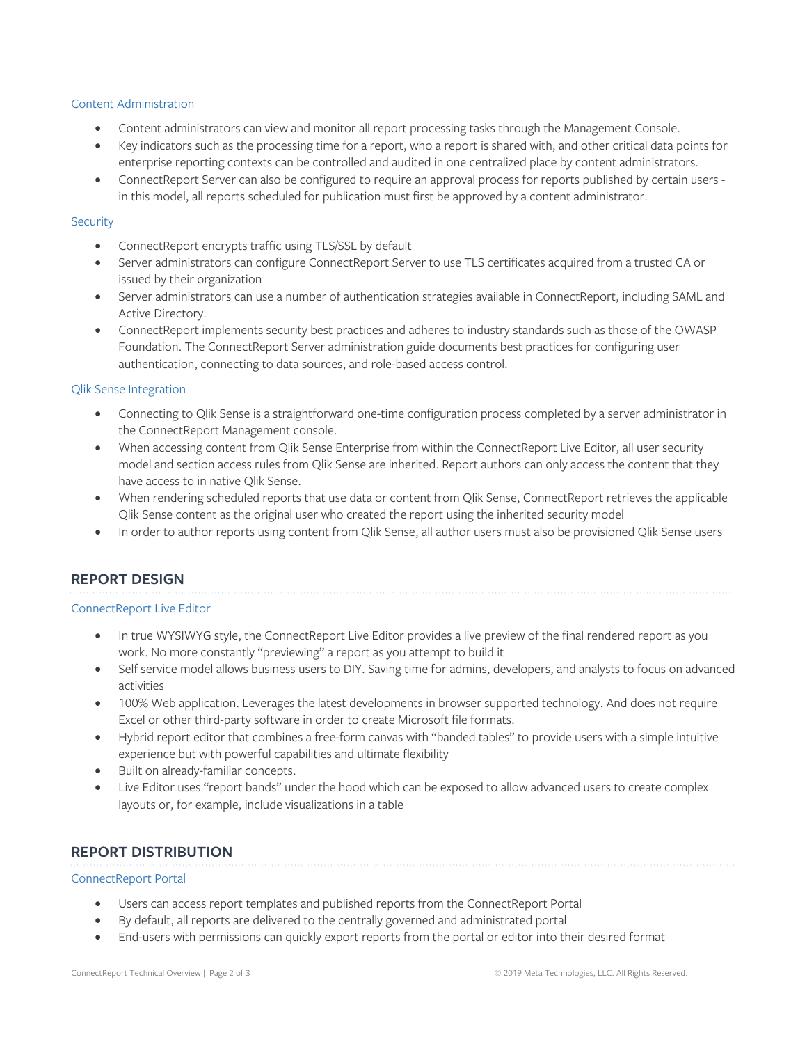### Content Administration

- Content administrators can view and monitor all report processing tasks through the Management Console.
- Key indicators such as the processing time for a report, who a report is shared with, and other critical data points for enterprise reporting contexts can be controlled and audited in one centralized place by content administrators.
- ConnectReport Server can also be configured to require an approval process for reports published by certain users - in this model, all reports scheduled for publication must first be approved by a content administrator.

### Security

- ConnectReport encrypts traffic using TLS/SSL by default
- Server administrators can configure ConnectReport Server to use TLS certificates acquired from a trusted CA or issued by their organization
- Server administrators can use a number of authentication strategies available in ConnectReport, including SAML and Active Directory.
- ConnectReport implements security best practices and adheres to industry standards such as those of the OWASP Foundation. The ConnectReport Server administration guide documents best practices for configuring user authentication, connecting to data sources, and role-based access control.

### Qlik Sense Integration

- Connecting to Qlik Sense is a straightforward one-time configuration process completed by a server administrator in the ConnectReport Management console.
- When accessing content from Qlik Sense Enterprise from within the ConnectReport Live Editor, all user security model and section access rules from Qlik Sense are inherited. Report authors can only access the content that they have access to in native Qlik Sense.
- When rendering scheduled reports that use data or content from Qlik Sense, ConnectReport retrieves the applicable Qlik Sense content as the original user who created the report using the inherited security model
- In order to author reports using content from Qlik Sense, all author users must also be provisioned Qlik Sense users

## REPORT DESIGN

### ConnectReport Live Editor

- In true WYSIWYG style, the ConnectReport Live Editor provides a live preview of the final rendered report as you work. No more constantly "previewing" a report as you attempt to build it
- Self service model allows business users to DIY. Saving time for admins, developers, and analysts to focus on advanced activities
- 100% Web application. Leverages the latest developments in browser supported technology. And does not require Excel or other third-party software in order to create Microsoft file formats.
- Hybrid report editor that combines a free-form canvas with "banded tables" to provide users with a simple intuitive experience but with powerful capabilities and ultimate flexibility
- Built on already-familiar concepts.
- Live Editor uses "report bands" under the hood which can be exposed to allow advanced users to create complex layouts or, for example, include visualizations in a table

## REPORT DISTRIBUTION

### ConnectReport Portal

- Users can access report templates and published reports from the ConnectReport Portal
- By default, all reports are delivered to the centrally governed and administrated portal
- End-users with permissions can quickly export reports from the portal or editor into their desired format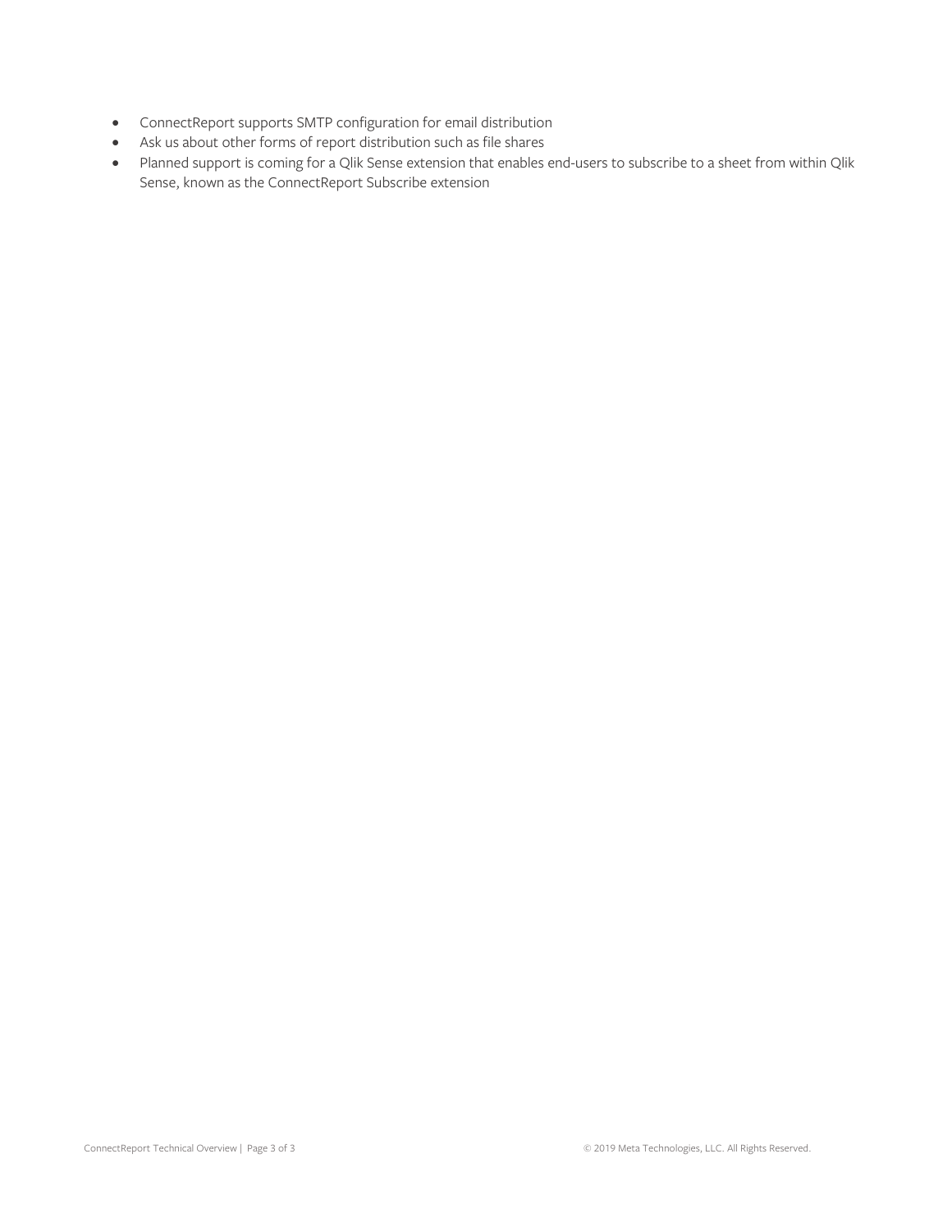- ConnectReport supports SMTP configuration for email distribution
- Ask us about other forms of report distribution such as file shares
- Planned support is coming for a Qlik Sense extension that enables end-users to subscribe to a sheet from within Qlik Sense, known as the ConnectReport Subscribe extension